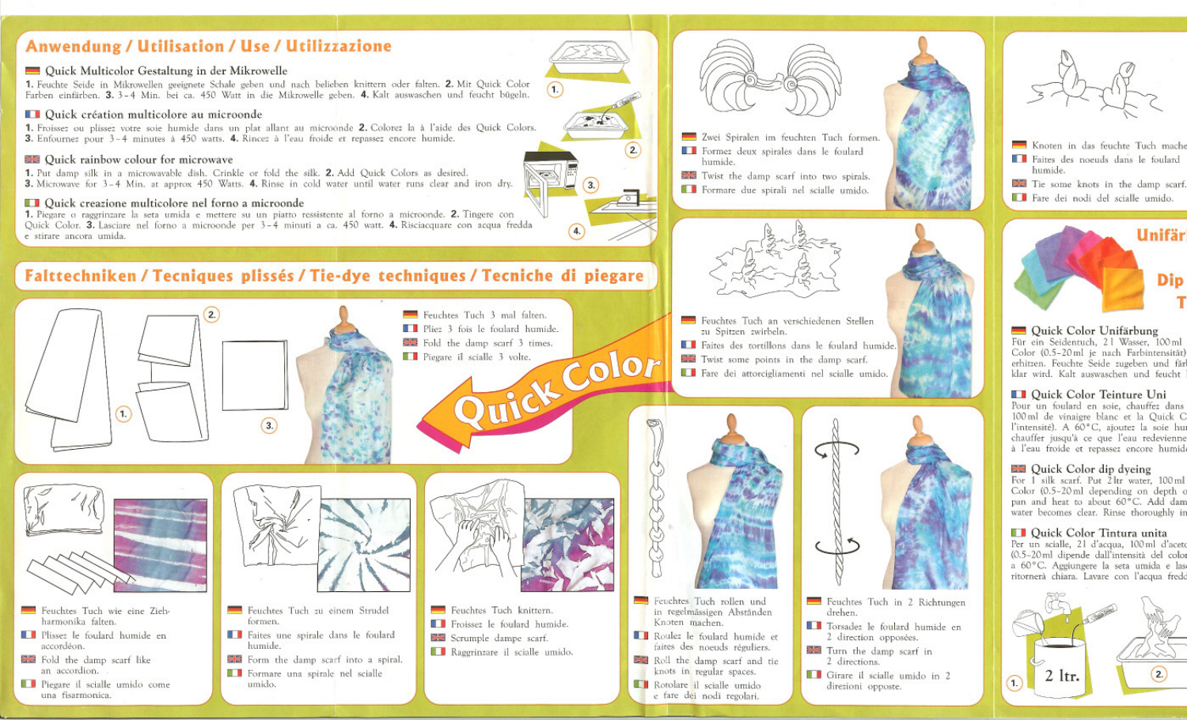## Anwendung / Utilisation / Use / Utilizzazione

### Quick Multicolor Gestaltung in der Mikrowelle

1. Feuchte Seide in Mikrowellen geeignete Schale geben und nach beliében knittern oder falten. 2. Mit Quick Color Farben einfärben. 3. 3-4 Min. bei ca. 450 Watt in die Mikrowelle geben. 4. Kalt auswaschen und feucht bügeln.

### Quick création multicolore au microonde

1. Froissez ou plissez votre soie humide dans un plat allant au microonde 2. Colorez la à l'aide des Quick Colors. 3. Enfournez pour 3-4 minutes à 450 watts. 4. Rincez à l'eau froide et repassez encore humide.

### Quick rainbow colour for microwave

1. Put damp silk in a microwavable dish. Crinkle or fold the silk. 2. Add Quick Colors as desired. 3. Microwave for 3-4 Min. at approx 450 Watts. 4. Rinse in cold water until water runs clear and iron dry.

### Quick creazione multicolore nel forno a microonde

1. Piegare o raggrinzare la seta umida e mettere su un piatto resistente al forno a microonde. 2. Tingere con Quick Color. 3. Lasciare nel forno a microonde per 3-4 minuti a ca. 450 watt. 4. Risciacquare con acqua fredda e stirare ancora umida.

1. 2. 3. 4.

## Falttechniken / Tecniques plissés / Tie-dye techniques / Tecniche di piegare

1. 2. 3.

- Feuchtes Tuch 3 mal falten.
- Pliez 3 fois le foulard humide.
- Fold the damp scarf 3 times.
- Piegare il scialle 3 volte.

Quick Color

- Feuchtes Tuch wie eine Ziehharmonika falten.
- Plissez le foulard humide en accordéon.
- Fold the damp scarf like an accordion.
- Piegare il scialle umido come una fisarmonica.

- Feuchtes Tuch zu einem Strudel formen.
- Faites une spirale dans le foulard humide.
- Form the damp scarf into a spiral.
- Formare una spirale nel scialle umido.

- Feuchtes Tuch knittern.
- Froissez le foulard humide.
- Scrumple dampe scarf.
- Raggrinzare il scialle umido.

- Zwei Spiralen im feuchten Tuch formen.
- Formez deux spirales dans le foulard humide.
- Twist the damp scarf into two spirals.
- Formare due spirali nel scialle umido.

- Feuchtes Tuch an verschiedenen Stellen zu Spitzen zwirbeln.
- Faites des tortillons dans le foulard humide.
- Twist some points in the damp scarf.
- Fare dei attorcigliamenti nel scialle umido.

- Feuchtes Tuch rollen und in regelmässigen Abständen Knoten machen.
- Roulez le foulard humide et faites des noeuds réguliers.
- Roll the damp scarf and tie knots in regular spaces.
- Rotolare il scialle umido e fare dei nodi regolari.

- Feuchtes Tuch in 2 Richtungen drehen.
- Torsadez le foulard humide en 2 direction opposées.
- Turn the damp scarf in 2 directions.
- Girare il scialle umido in 2 direzioni opposte.

- Knoten in das feuchte Tuch mache
- Faites des noeuds dans le foulard humide.
- Tie some knots in the damp scarf.
- Fare dei nodi del scialle umido.

## Unifär

Dip

T

### Quick Color Unifärbung

Für ein Seidentuch, 2 l Wasser, 100 ml Color (0.5-20 ml je nach Farbintensität) erhitzen. Feuchte Seide zugeben und färb klar wird. Kalt auswaschen und feucht

### Quick Color Teinture Uni

Pour un foulard en soie, chauffez dans 100 ml de vinaigre blanc et la Quick C l'intensité). A 60°C, ajoutez la soie hum chauffer jusqu'à ce que l'eau redevienne à l'eau froide et repassez encore humide

### Quick Color dip dyeing

For 1 silk scarf. Put 2 ltr water, 100 ml Color (0.5-20 ml depending on depth o pan and heat to about 60°C. Add dam water becomes clear. Rinse thoroughly in

### Quick Color Tintura unita

Per un scialle, 2 l d'acqua, 100 ml d'aceto (0.5-20 ml dipende dall'intensità del color a 60°C. Aggiungere la seta umida e las ritornerà chiara. Lavare con l'acqua fredd

1. 2 ltr. 2.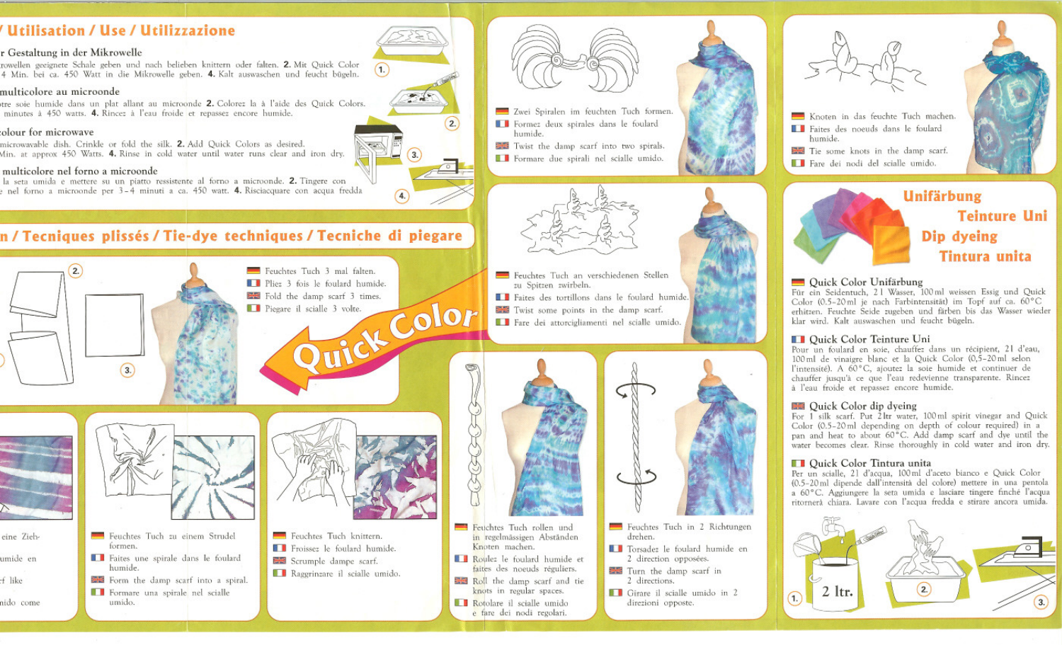## / Utilisation / Use / Utilizzazione

r Gestaltung in der Mikrowelle
rowellen geeignete Schale geben und nach belieben knittern oder falten. **2.** Mit Quick Color
4 Min. bei ca. 450 Watt in die Mikrowelle geben. **4.** Kalt auswaschen und feucht bügeln.

multicolore au microonde
otre soie humide dans un plat allant au microonde **2.** Colorez la à l'aide des Quick Colors.
minutes à 450 watts. **4.** Rincez à l'eau froide et repassez encore humide.

olour for microwave
microwavable dish. Crinkle or fold the silk. **2.** Add Quick Colors as desired.
Min. at approx 450 Watts. **4.** Rinse in cold water until water runs clear and iron dry.

multicolore nel forno a microonde
la seta umida e mettere su un piatto resistente al forno a microonde. **2.** Tingere con
nel forno a microonde per 3-4 minuti a ca. 450 watt. **4.** Risciacquare con acqua fredda

1. 2. 3. 4.

## n / Tecniques plissés / Tie-dye techniques / Tecniche di piegare

Quick Color

2. 3.

- Feuchtes Tuch 3 mal falten.
- Pliez 3 fois le foulard humide.
- Fold the damp scarf 3 times.
- Piegare il scialle 3 volte.

---

- eine Zieh-
- umide en
- f like
- nido come

---

- Feuchtes Tuch zu einem Strudel formen.
- Faites une spirale dans le foulard humide.
- Form the damp scarf into a spiral.
- Formare una spirale nel scialle umido.

---

- Feuchtes Tuch knittern.
- Froissez le foulard humide.
- Scrumple damp scarf.
- Raggrinzare il scialle umido.

---

- Zwei Spiralen im feuchten Tuch formen.
- Formez deux spirales dans le foulard humide.
- Twist the damp scarf into two spirals.
- Formare due spirali nel scialle umido.

---

- Feuchtes Tuch an verschiedenen Stellen zu Spitzen zwirbeln.
- Faites des tortillons dans le foulard humide.
- Twist some points in the damp scarf.
- Fare dei attorcigliamenti nel scialle umido.

---

- Feuchtes Tuch rollen und in regelmässigen Abständen Knoten machen.
- Roulez le foulard humide et faites des noeuds réguliers.
- Roll the damp scarf and tie knots in regular spaces.
- Rotolare il scialle umido e fare dei nodi regolari.

---

- Feuchtes Tuch in 2 Richtungen drehen.
- Torsadez le foulard humide en 2 direction opposées.
- Turn the damp scarf in 2 directions.
- Girare il scialle umido in 2 direzioni opposte.

---

- Knoten in das feuchte Tuch machen.
- Faites des noeuds dans le foulard humide.
- Tie some knots in the damp scarf.
- Fare dei nodi del scialle umido.

---

## Unifärbung / Teinture Uni / Dip dyeing / Tintura unita

### Quick Color Unifärbung
Für ein Seidentuch, 2 l Wasser, 100 ml weissen Essig und Quick Color (0.5-20 ml je nach Farbintensität) im Topf auf ca. 60 °C erhitzen. Feuchte Seide zugeben und färben bis das Wasser wieder klar wird. Kalt auswaschen und feucht bügeln.

### Quick Color Teinture Uni
Pour un foulard en soie, chauffez dans un récipient, 2 l d'eau, 100 ml de vinaigre blanc et la Quick Color (0,5-20 ml selon l'intensité). A 60 °C, ajoutez la soie humide et continuer de chauffer jusqu'à ce que l'eau redevienne transparente. Rincez à l'eau froide et repassez encore humide.

### Quick Color dip dyeing
For 1 silk scarf. Put 2 ltr water, 100 ml spirit vinegar and Quick Color (0.5-20 ml depending on depth of colour required) in a pan and heat to about 60 °C. Add damp scarf and dye until the water becomes clear. Rinse thoroughly in cold water and iron dry.

### Quick Color Tintura unita
Per un scialle, 2 l d'acqua, 100 ml d'aceto bianco e Quick Color (0.5-20 ml dipende dall'intensità del colore) mettere in una pentola a 60 °C. Aggiungere la seta umida e lasciare tingere finchè l'acqua ritornerà chiara. Lavare con l'acqua fredda e stirare ancora umida.

1. 2 ltr. 2. 3.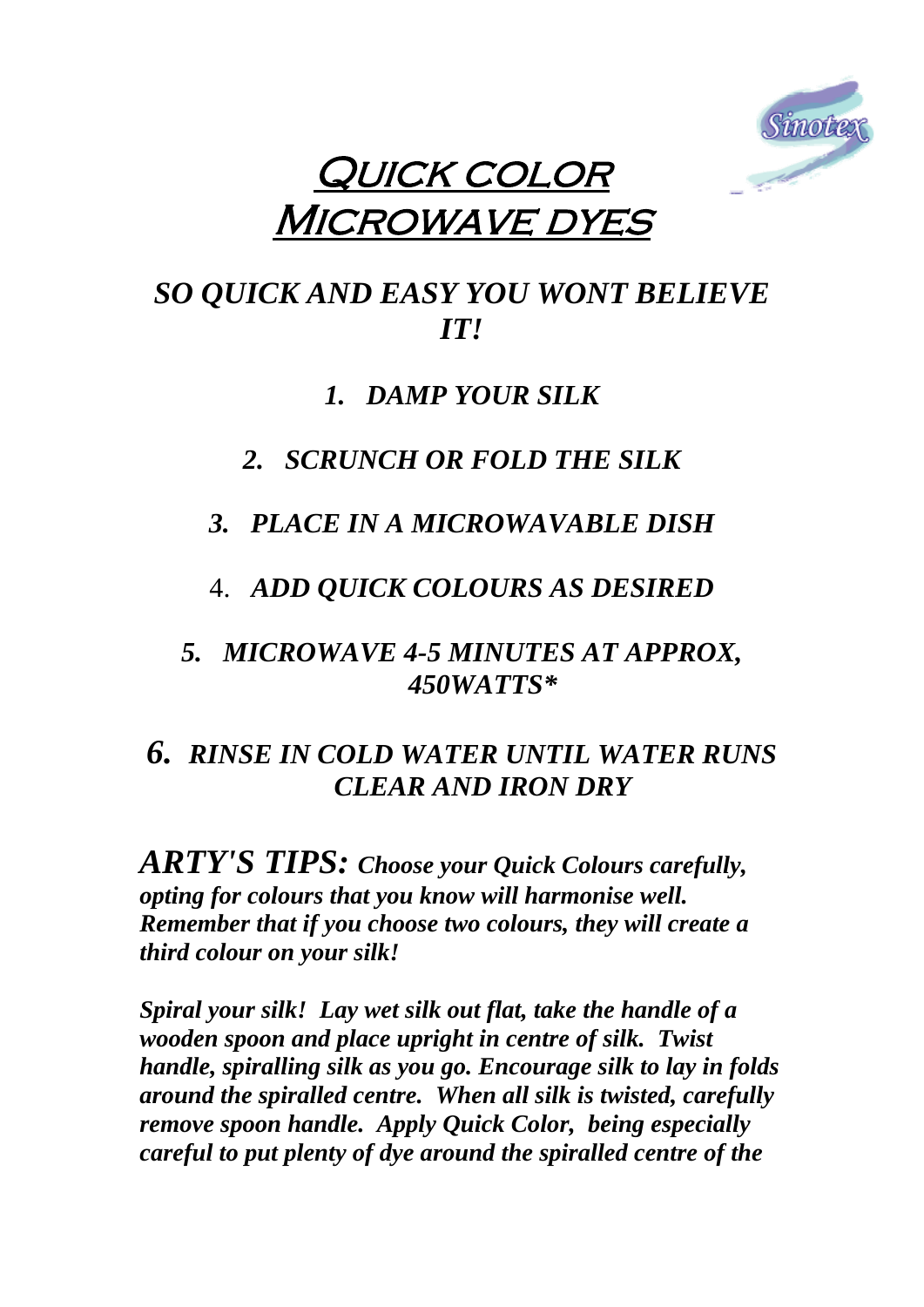# Quick color Microwave dyes

## *SO QUICK AND EASY YOU WONT BELIEVE IT!*

1. ***DAMP YOUR SILK***
2. ***SCRUNCH OR FOLD THE SILK***
3. ***PLACE IN A MICROWAVABLE DISH***
4. ***ADD QUICK COLOURS AS DESIRED***
5. ***MICROWAVE 4-5 MINUTES AT APPROX, 450WATTS****
6. ***RINSE IN COLD WATER UNTIL WATER RUNS CLEAR AND IRON DRY***

***ARTY'S TIPS:* *Choose your Quick Colours carefully, opting for colours that you know will harmonise well. Remember that if you choose two colours, they will create a third colour on your silk!***

***Spiral your silk! Lay wet silk out flat, take the handle of a wooden spoon and place upright in centre of silk. Twist handle, spiralling silk as you go. Encourage silk to lay in folds around the spiralled centre. When all silk is twisted, carefully remove spoon handle. Apply Quick Color, being especially careful to put plenty of dye around the spiralled centre of the***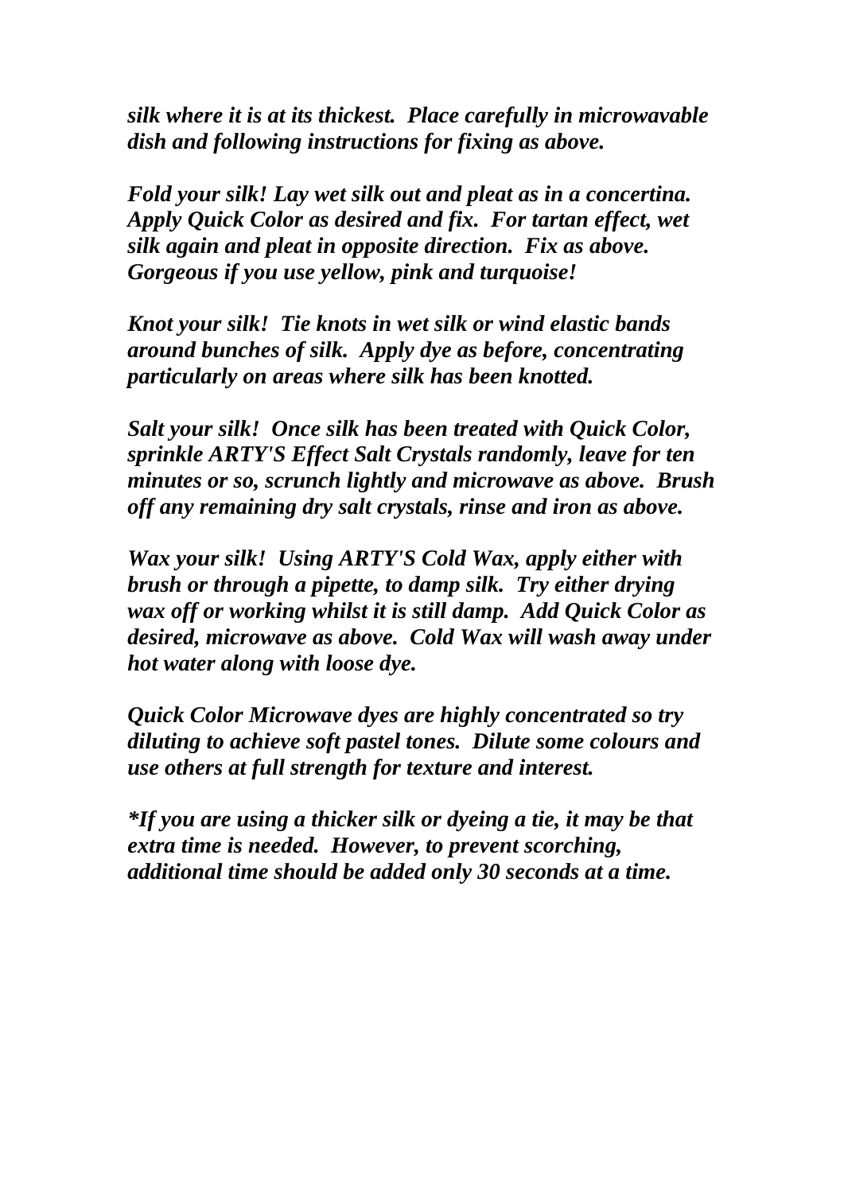***silk where it is at its thickest. Place carefully in microwavable dish and following instructions for fixing as above.***

***Fold your silk! Lay wet silk out and pleat as in a concertina. Apply Quick Color as desired and fix. For tartan effect, wet silk again and pleat in opposite direction. Fix as above. Gorgeous if you use yellow, pink and turquoise!***

***Knot your silk! Tie knots in wet silk or wind elastic bands around bunches of silk. Apply dye as before, concentrating particularly on areas where silk has been knotted.***

***Salt your silk! Once silk has been treated with Quick Color, sprinkle ARTY'S Effect Salt Crystals randomly, leave for ten minutes or so, scrunch lightly and microwave as above. Brush off any remaining dry salt crystals, rinse and iron as above.***

***Wax your silk! Using ARTY'S Cold Wax, apply either with brush or through a pipette, to damp silk. Try either drying wax off or working whilst it is still damp. Add Quick Color as desired, microwave as above. Cold Wax will wash away under hot water along with loose dye.***

***Quick Color Microwave dyes are highly concentrated so try diluting to achieve soft pastel tones. Dilute some colours and use others at full strength for texture and interest.***

***\*If you are using a thicker silk or dyeing a tie, it may be that extra time is needed. However, to prevent scorching, additional time should be added only 30 seconds at a time.***